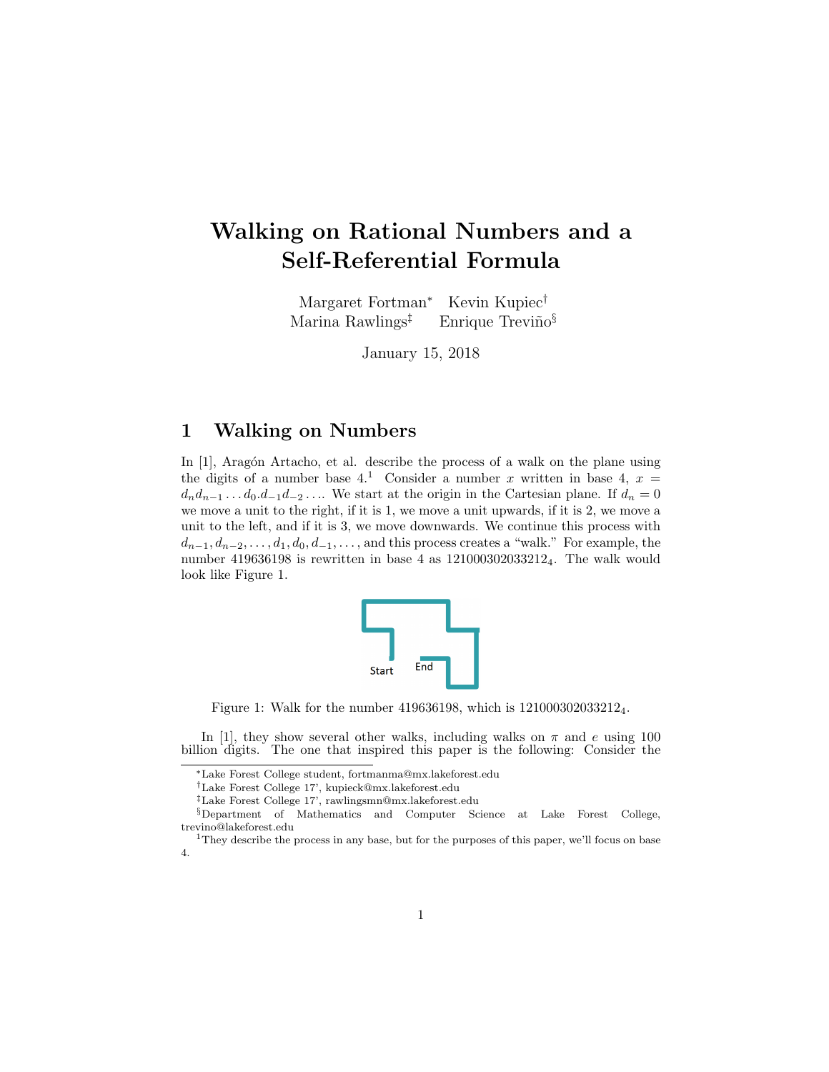# Walking on Rational Numbers and a Self-Referential Formula

Margaret Fortman[*] Kevin Kupiec[†]
Marina Rawlings[‡] Enrique Treviño[§]

January 15, 2018

## 1 Walking on Numbers

In [1], Aragón Artacho, et al. describe the process of a walk on the plane using the digits of a number base 4.[1] Consider a number $x$ written in base 4, $x = d_n d_{n-1} \ldots d_0 . d_{-1} d_{-2} \ldots$. We start at the origin in the Cartesian plane. If $d_n = 0$ we move a unit to the right, if it is 1, we move a unit upwards, if it is 2, we move a unit to the left, and if it is 3, we move downwards. We continue this process with $d_{n-1}, d_{n-2}, \ldots, d_1, d_0, d_{-1}, \ldots$, and this process creates a "walk." For example, the number 419636198 is rewritten in base 4 as $121000302033212_4$. The walk would look like Figure 1.

Figure 1: Walk for the number 419636198, which is $121000302033212_4$.

In [1], they show several other walks, including walks on $\pi$ and $e$ using 100 billion digits. The one that inspired this paper is the following: Consider the

---

[*] Lake Forest College student, fortmanma@mx.lakeforest.edu

[†] Lake Forest College 17', kupieck@mx.lakeforest.edu

[‡] Lake Forest College 17', rawlingsmn@mx.lakeforest.edu

[§] Department of Mathematics and Computer Science at Lake Forest College, trevino@lakeforest.edu

[1] They describe the process in any base, but for the purposes of this paper, we'll focus on base 4.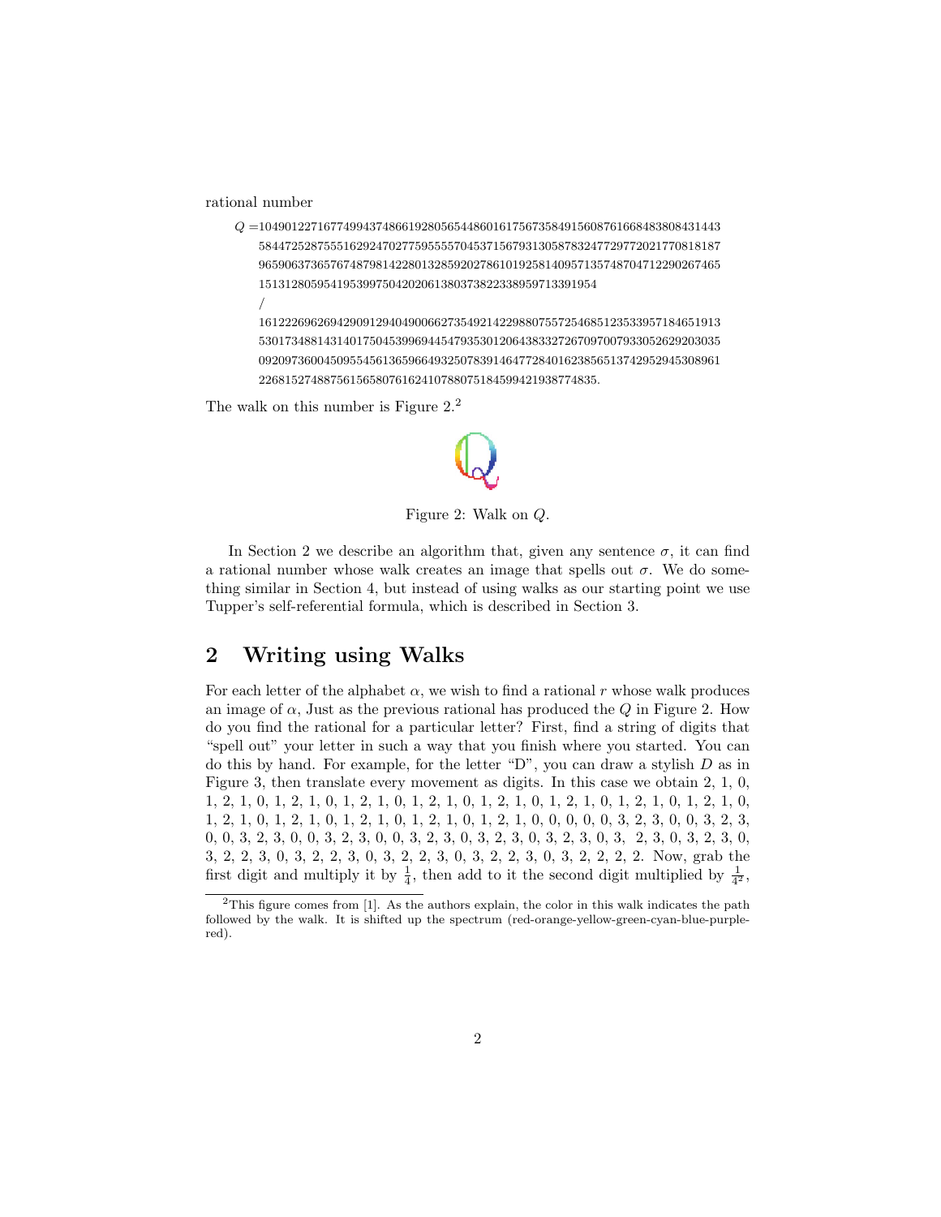rational number

$Q$ =1049012271677499437486619280565448601617567358491560876166848380843144358447252875551629247027759555570453715679313058783247729772021770818187965906373657674879814228013285920278610192581409571357487047122902674651513128059541953997504202061380373822338959713391954
/
1612226962694290912940490066273549214229880755725468512353395718465191353017348814314017504539969445479353012064383327267097007933052629203035092097360045095545613659664932507839146477284016238565137429529453089612268152748875615658076162410788075184599421938774835.

The walk on this number is Figure 2.[2]

Figure 2: Walk on $Q$.

In Section 2 we describe an algorithm that, given any sentence $\sigma$, it can find a rational number whose walk creates an image that spells out $\sigma$. We do something similar in Section 4, but instead of using walks as our starting point we use Tupper's self-referential formula, which is described in Section 3.

## 2 Writing using Walks

For each letter of the alphabet $\alpha$, we wish to find a rational $r$ whose walk produces an image of $\alpha$, Just as the previous rational has produced the $Q$ in Figure 2. How do you find the rational for a particular letter? First, find a string of digits that "spell out" your letter in such a way that you finish where you started. You can do this by hand. For example, for the letter "D", you can draw a stylish $D$ as in Figure 3, then translate every movement as digits. In this case we obtain 2, 1, 0, 1, 2, 1, 0, 1, 2, 1, 0, 1, 2, 1, 0, 1, 2, 1, 0, 1, 2, 1, 0, 1, 2, 1, 0, 1, 2, 1, 0, 1, 2, 1, 0, 1, 2, 1, 0, 1, 2, 1, 0, 1, 2, 1, 0, 1, 2, 1, 0, 1, 2, 1, 0, 0, 0, 0, 0, 3, 2, 3, 0, 0, 3, 2, 3, 0, 0, 3, 2, 3, 0, 0, 3, 2, 3, 0, 0, 3, 2, 3, 0, 3, 2, 3, 0, 3, 2, 3, 0, 3, 2, 3, 0, 3, 2, 3, 0, 3, 2, 3, 0, 3, 2, 2, 3, 0, 3, 2, 2, 3, 0, 3, 2, 2, 3, 0, 3, 2, 2, 3, 0, 3, 2, 2, 2, 2. Now, grab the first digit and multiply it by $\frac{1}{4}$, then add to it the second digit multiplied by $\frac{1}{4^2}$,

[2] This figure comes from [1]. As the authors explain, the color in this walk indicates the path followed by the walk. It is shifted up the spectrum (red-orange-yellow-green-cyan-blue-purple-red).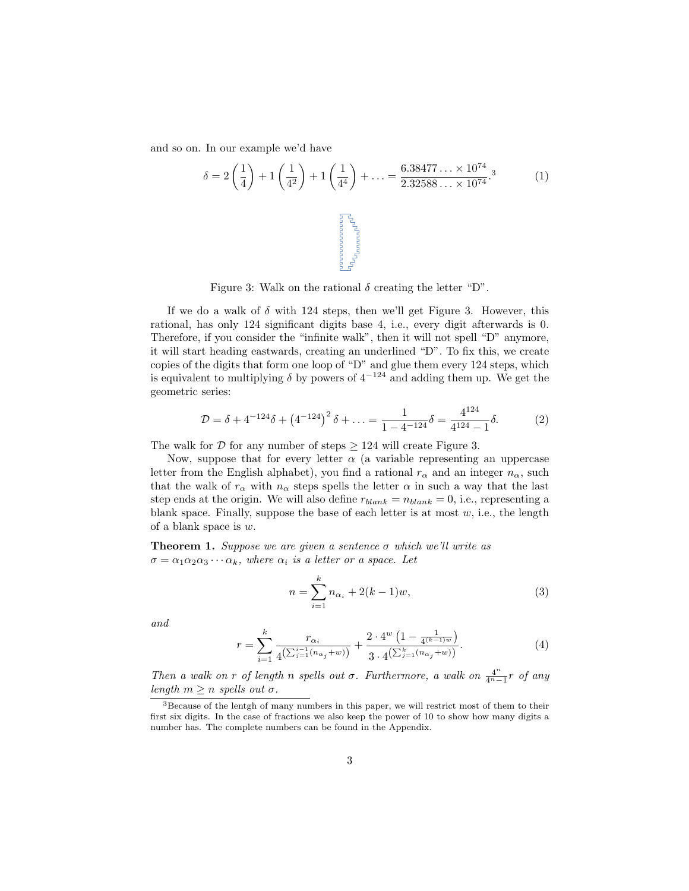and so on. In our example we'd have

$$\delta = 2\left(\frac{1}{4}\right) + 1\left(\frac{1}{4^2}\right) + 1\left(\frac{1}{4^4}\right) + \ldots = \frac{6.38477\ldots \times 10^{74}}{2.32588\ldots \times 10^{74}}.^{3} \tag{1}$$

Figure 3: Walk on the rational $\delta$ creating the letter "D".

If we do a walk of $\delta$ with 124 steps, then we'll get Figure 3. However, this rational, has only 124 significant digits base 4, i.e., every digit afterwards is 0. Therefore, if you consider the "infinite walk", then it will not spell "D" anymore, it will start heading eastwards, creating an underlined "D". To fix this, we create copies of the digits that form one loop of "D" and glue them every 124 steps, which is equivalent to multiplying $\delta$ by powers of $4^{-124}$ and adding them up. We get the geometric series:

$$\mathcal{D} = \delta + 4^{-124}\delta + \left(4^{-124}\right)^2\delta + \ldots = \frac{1}{1 - 4^{-124}}\delta = \frac{4^{124}}{4^{124} - 1}\delta. \tag{2}$$

The walk for $\mathcal{D}$ for any number of steps $\geq 124$ will create Figure 3.

Now, suppose that for every letter $\alpha$ (a variable representing an uppercase letter from the English alphabet), you find a rational $r_\alpha$ and an integer $n_\alpha$, such that the walk of $r_\alpha$ with $n_\alpha$ steps spells the letter $\alpha$ in such a way that the last step ends at the origin. We will also define $r_{blank} = n_{blank} = 0$, i.e., representing a blank space. Finally, suppose the base of each letter is at most $w$, i.e., the length of a blank space is $w$.

**Theorem 1.** *Suppose we are given a sentence $\sigma$ which we'll write as $\sigma = \alpha_1\alpha_2\alpha_3\cdots\alpha_k$, where $\alpha_i$ is a letter or a space. Let*

$$n = \sum_{i=1}^{k} n_{\alpha_i} + 2(k-1)w, \tag{3}$$

*and*

$$r = \sum_{i=1}^{k} \frac{r_{\alpha_i}}{4^{\left(\sum_{j=1}^{i-1}(n_{\alpha_j}+w)\right)}} + \frac{2 \cdot 4^{w}\left(1 - \frac{1}{4^{(k-1)w}}\right)}{3 \cdot 4^{\left(\sum_{j=1}^{k}(n_{\alpha_j}+w)\right)}}. \tag{4}$$

*Then a walk on $r$ of length $n$ spells out $\sigma$. Furthermore, a walk on $\frac{4^n}{4^n-1}r$ of any length $m \geq n$ spells out $\sigma$.*

---

[3] Because of the lentgh of many numbers in this paper, we will restrict most of them to their first six digits. In the case of fractions we also keep the power of 10 to show how many digits a number has. The complete numbers can be found in the Appendix.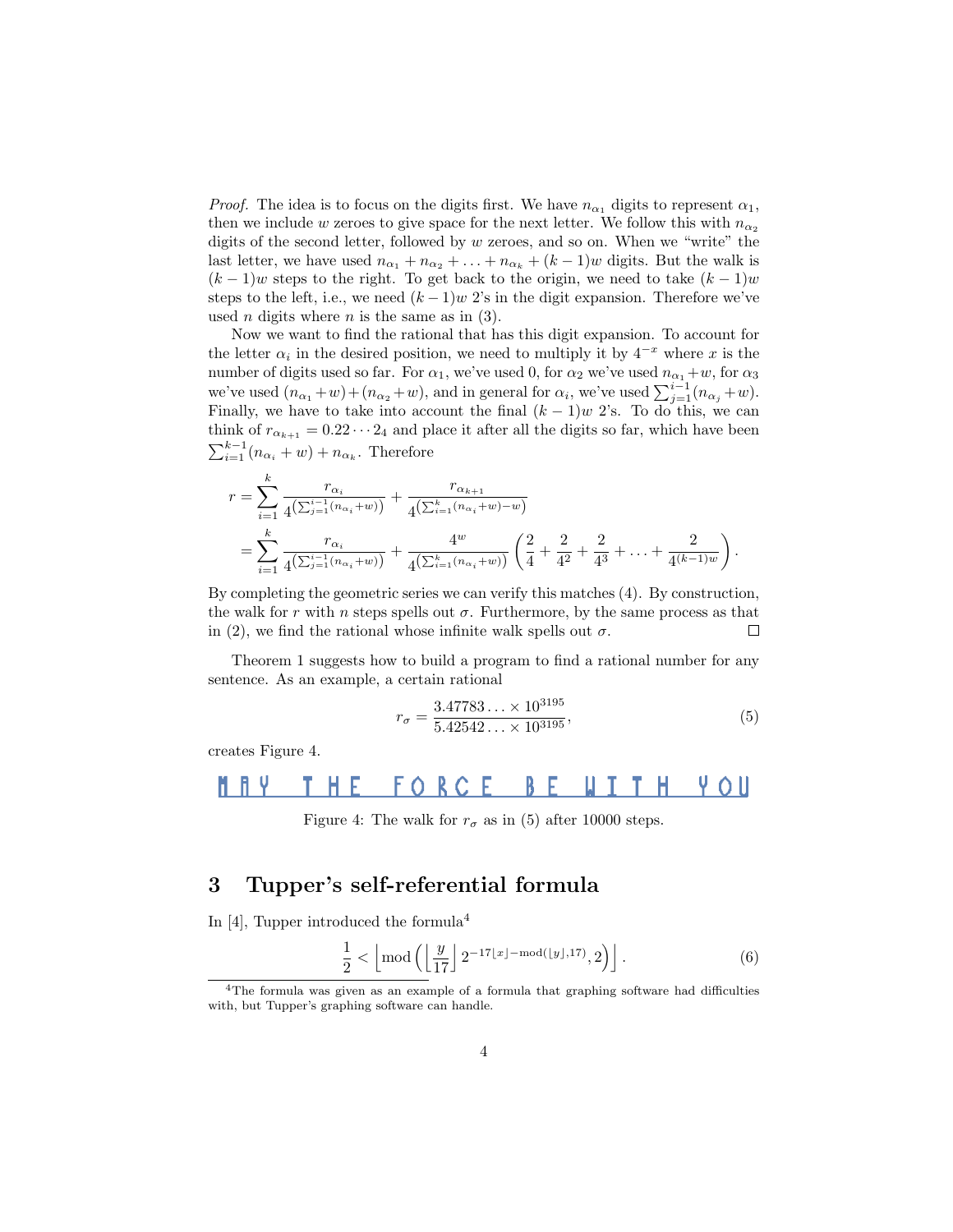*Proof.* The idea is to focus on the digits first. We have $n_{\alpha_1}$ digits to represent $\alpha_1$, then we include $w$ zeroes to give space for the next letter. We follow this with $n_{\alpha_2}$ digits of the second letter, followed by $w$ zeroes, and so on. When we "write" the last letter, we have used $n_{\alpha_1} + n_{\alpha_2} + \ldots + n_{\alpha_k} + (k-1)w$ digits. But the walk is $(k-1)w$ steps to the right. To get back to the origin, we need to take $(k-1)w$ steps to the left, i.e., we need $(k-1)w$ 2's in the digit expansion. Therefore we've used $n$ digits where $n$ is the same as in (3).

Now we want to find the rational that has this digit expansion. To account for the letter $\alpha_i$ in the desired position, we need to multiply it by $4^{-x}$ where $x$ is the number of digits used so far. For $\alpha_1$, we've used 0, for $\alpha_2$ we've used $n_{\alpha_1}+w$, for $\alpha_3$ we've used $(n_{\alpha_1}+w)+(n_{\alpha_2}+w)$, and in general for $\alpha_i$, we've used $\sum_{j=1}^{i-1}(n_{\alpha_j}+w)$. Finally, we have to take into account the final $(k-1)w$ 2's. To do this, we can think of $r_{\alpha_{k+1}} = 0.22\cdots 2_4$ and place it after all the digits so far, which have been $\sum_{i=1}^{k-1}(n_{\alpha_i}+w) + n_{\alpha_k}$. Therefore

$$
\begin{aligned}
r &= \sum_{i=1}^{k} \frac{r_{\alpha_i}}{4^{\left(\sum_{j=1}^{i-1}(n_{\alpha_i}+w)\right)}} + \frac{r_{\alpha_{k+1}}}{4^{\left(\sum_{i=1}^{k}(n_{\alpha_i}+w)-w\right)}} \\
&= \sum_{i=1}^{k} \frac{r_{\alpha_i}}{4^{\left(\sum_{j=1}^{i-1}(n_{\alpha_i}+w)\right)}} + \frac{4^w}{4^{\left(\sum_{i=1}^{k}(n_{\alpha_i}+w)\right)}}\left(\frac{2}{4}+\frac{2}{4^2}+\frac{2}{4^3}+\ldots+\frac{2}{4^{(k-1)w}}\right).
\end{aligned}
$$

By completing the geometric series we can verify this matches (4). By construction, the walk for $r$ with $n$ steps spells out $\sigma$. Furthermore, by the same process as that in (2), we find the rational whose infinite walk spells out $\sigma$. ◻

Theorem 1 suggests how to build a program to find a rational number for any sentence. As an example, a certain rational

$$
r_\sigma = \frac{3.47783\ldots \times 10^{3195}}{5.42542\ldots \times 10^{3195}}, \tag{5}
$$

creates Figure 4.

Figure 4: The walk for $r_\sigma$ as in (5) after 10000 steps.

## 3 Tupper's self-referential formula

In [4], Tupper introduced the formula[4]

$$
\frac{1}{2} < \left\lfloor \mathrm{mod}\left(\left\lfloor \frac{y}{17} \right\rfloor 2^{-17\lfloor x \rfloor - \mathrm{mod}(\lfloor y \rfloor, 17)}, 2\right) \right\rfloor. \tag{6}
$$

[4]The formula was given as an example of a formula that graphing software had difficulties with, but Tupper's graphing software can handle.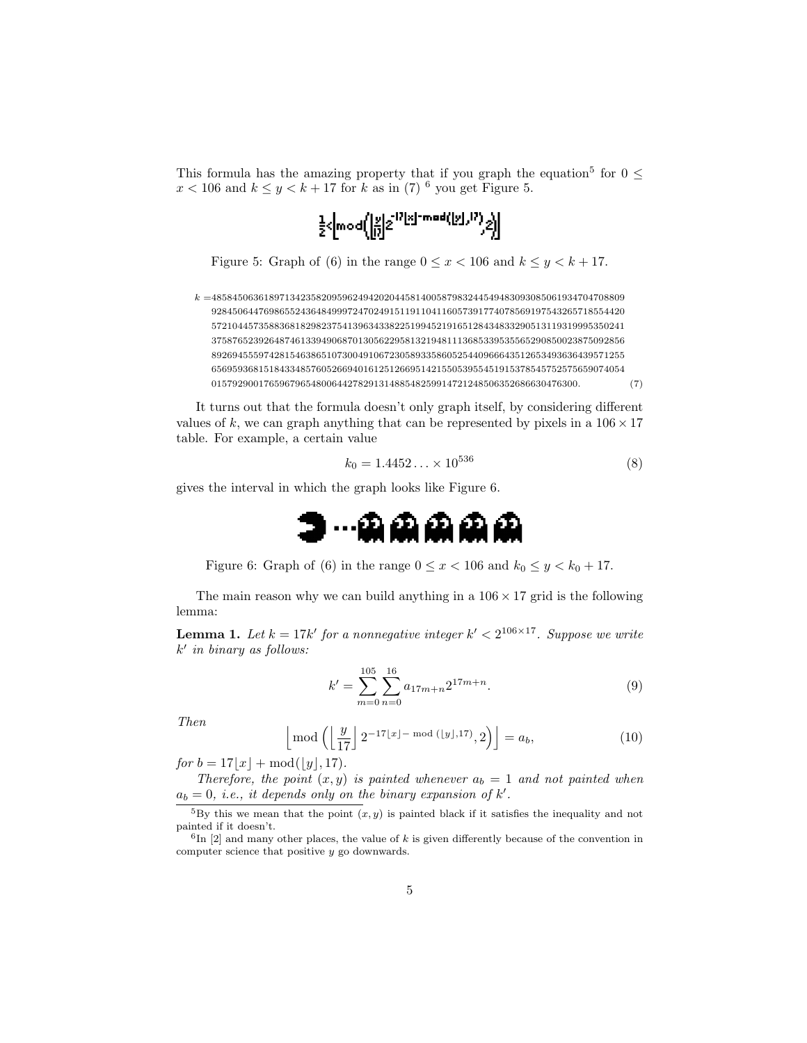This formula has the amazing property that if you graph the equation[5] for $0 \leq x < 106$ and $k \leq y < k + 17$ for $k$ as in (7) [6] you get Figure 5.

Figure 5: Graph of (6) in the range $0 \leq x < 106$ and $k \leq y < k + 17$.

$$
\begin{aligned}
k = & 4858450636189713423582095962494202044581400587983244549483093085061934704708809 \\
& 9284506447698655243648499972470249151191104116057391774078569197543265718554420 \\
& 5721044573588368182982375413963433822519945219165128434833290513119319995350241 \\
& 3758765239264874613394906870130562295813219481113685339535565290850023875092856 \\
& 8926945559742815463865107300491067230589335860525440966643512653493636439571255 \\
& 6569593681518433485760526694016125126695142155053955451915378545752575659074054 \\
& 0157929001765967965480064427829131488548259914721248506352686630476300.
\end{aligned}
\tag{7}
$$

It turns out that the formula doesn't only graph itself, by considering different values of $k$, we can graph anything that can be represented by pixels in a $106 \times 17$ table. For example, a certain value

$$k_0 = 1.4452 \ldots \times 10^{536} \tag{8}$$

gives the interval in which the graph looks like Figure 6.

Figure 6: Graph of (6) in the range $0 \leq x < 106$ and $k_0 \leq y < k_0 + 17$.

The main reason why we can build anything in a $106 \times 17$ grid is the following lemma:

**Lemma 1.** *Let $k = 17k'$ for a nonnegative integer $k' < 2^{106 \times 17}$. Suppose we write $k'$ in binary as follows:*

$$k' = \sum_{m=0}^{105} \sum_{n=0}^{16} a_{17m+n} 2^{17m+n}. \tag{9}$$

*Then*

$$\left\lfloor \mathrm{mod}\left( \left\lfloor \frac{y}{17} \right\rfloor 2^{-17\lfloor x \rfloor - \mathrm{mod}\,(\lfloor y \rfloor, 17)}, 2 \right) \right\rfloor = a_b, \tag{10}$$

*for $b = 17\lfloor x \rfloor + \mathrm{mod}(\lfloor y \rfloor, 17)$.*

*Therefore, the point $(x, y)$ is painted whenever $a_b = 1$ and not painted when $a_b = 0$, i.e., it depends only on the binary expansion of $k'$.*

[5] By this we mean that the point $(x, y)$ is painted black if it satisfies the inequality and not painted if it doesn't.

[6] In [2] and many other places, the value of $k$ is given differently because of the convention in computer science that positive $y$ go downwards.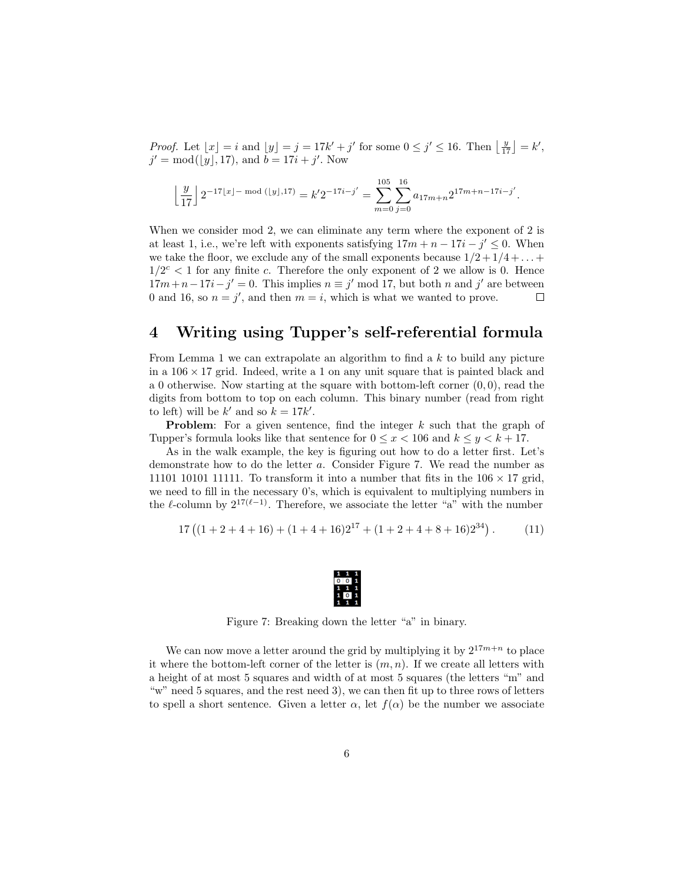*Proof.* Let $\lfloor x \rfloor = i$ and $\lfloor y \rfloor = j = 17k' + j'$ for some $0 \le j' \le 16$. Then $\left\lfloor \frac{y}{17} \right\rfloor = k'$, $j' = \text{mod}(\lfloor y \rfloor, 17)$, and $b = 17i + j'$. Now

$$\left\lfloor \frac{y}{17} \right\rfloor 2^{-17\lfloor x \rfloor - \text{ mod } (\lfloor y \rfloor, 17)} = k' 2^{-17i - j'} = \sum_{m=0}^{105} \sum_{j=0}^{16} a_{17m+n} 2^{17m+n-17i-j'}.$$

When we consider mod 2, we can eliminate any term where the exponent of 2 is at least 1, i.e., we're left with exponents satisfying $17m + n - 17i - j' \le 0$. When we take the floor, we exclude any of the small exponents because $1/2 + 1/4 + \ldots + 1/2^c < 1$ for any finite $c$. Therefore the only exponent of 2 we allow is 0. Hence $17m + n - 17i - j' = 0$. This implies $n \equiv j' \mod 17$, but both $n$ and $j'$ are between 0 and 16, so $n = j'$, and then $m = i$, which is what we wanted to prove. □

# 4 Writing using Tupper's self-referential formula

From Lemma 1 we can extrapolate an algorithm to find a $k$ to build any picture in a $106 \times 17$ grid. Indeed, write a 1 on any unit square that is painted black and a 0 otherwise. Now starting at the square with bottom-left corner $(0, 0)$, read the digits from bottom to top on each column. This binary number (read from right to left) will be $k'$ and so $k = 17k'$.

**Problem**: For a given sentence, find the integer $k$ such that the graph of Tupper's formula looks like that sentence for $0 \le x < 106$ and $k \le y < k + 17$.

As in the walk example, the key is figuring out how to do a letter first. Let's demonstrate how to do the letter $a$. Consider Figure 7. We read the number as 11101 10101 11111. To transform it into a number that fits in the $106 \times 17$ grid, we need to fill in the necessary 0's, which is equivalent to multiplying numbers in the $\ell$-column by $2^{17(\ell-1)}$. Therefore, we associate the letter "a" with the number

$$17\left((1 + 2 + 4 + 16) + (1 + 4 + 16)2^{17} + (1 + 2 + 4 + 8 + 16)2^{34}\right). \tag{11}$$

Figure 7: Breaking down the letter "a" in binary.

We can now move a letter around the grid by multiplying it by $2^{17m+n}$ to place it where the bottom-left corner of the letter is $(m, n)$. If we create all letters with a height of at most 5 squares and width of at most 5 squares (the letters "m" and "w" need 5 squares, and the rest need 3), we can then fit up to three rows of letters to spell a short sentence. Given a letter $\alpha$, let $f(\alpha)$ be the number we associate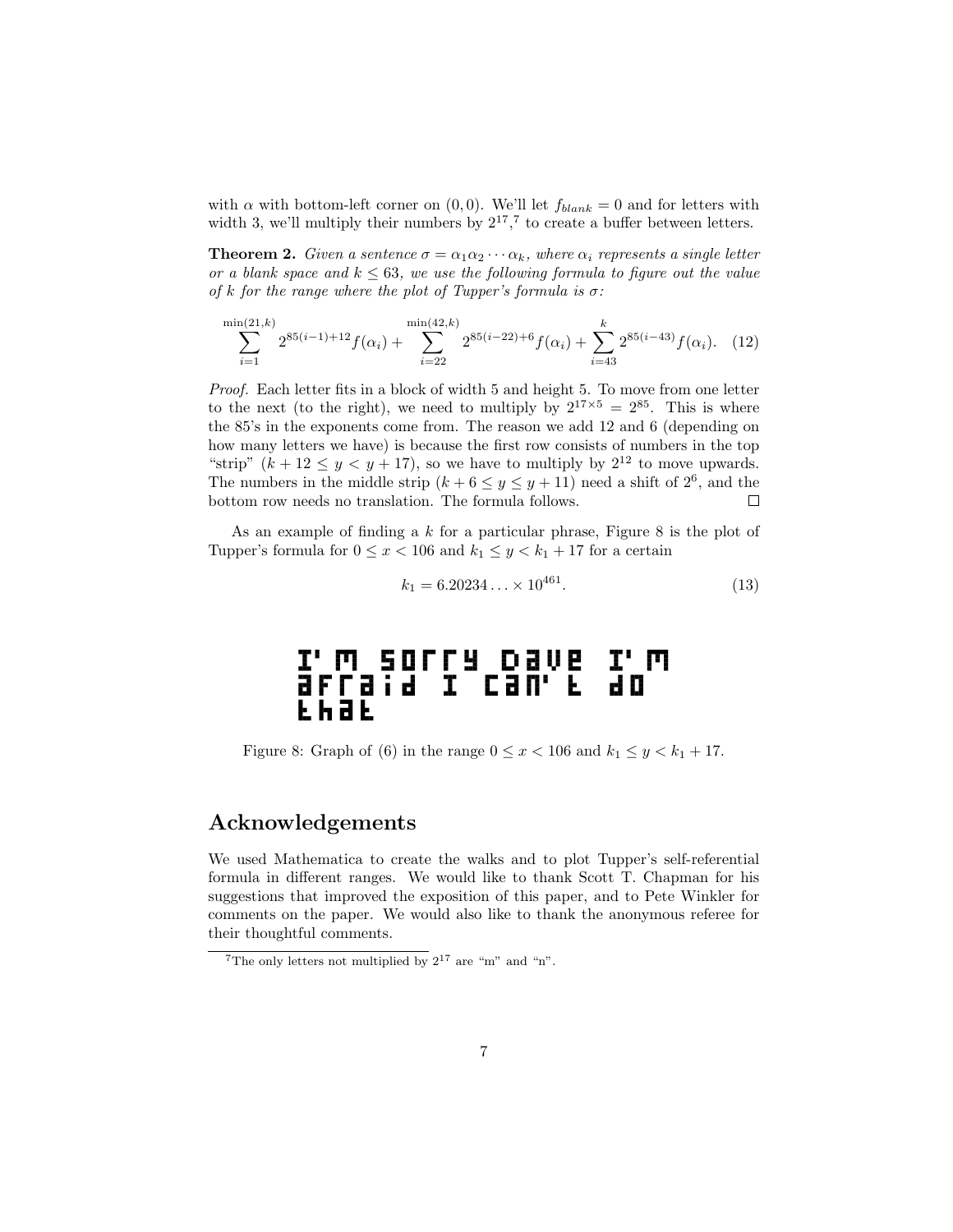with $\alpha$ with bottom-left corner on $(0, 0)$. We'll let $f_{blank} = 0$ and for letters with width 3, we'll multiply their numbers by $2^{17}$,[7] to create a buffer between letters.

**Theorem 2.** *Given a sentence $\sigma = \alpha_1\alpha_2 \cdots \alpha_k$, where $\alpha_i$ represents a single letter or a blank space and $k \leq 63$, we use the following formula to figure out the value of $k$ for the range where the plot of Tupper's formula is $\sigma$:*

$$\sum_{i=1}^{\min(21,k)} 2^{85(i-1)+12} f(\alpha_i) + \sum_{i=22}^{\min(42,k)} 2^{85(i-22)+6} f(\alpha_i) + \sum_{i=43}^{k} 2^{85(i-43)} f(\alpha_i). \quad (12)$$

*Proof.* Each letter fits in a block of width 5 and height 5. To move from one letter to the next (to the right), we need to multiply by $2^{17\times 5} = 2^{85}$. This is where the 85's in the exponents come from. The reason we add 12 and 6 (depending on how many letters we have) is because the first row consists of numbers in the top "strip" ($k + 12 \leq y < y + 17$), so we have to multiply by $2^{12}$ to move upwards. The numbers in the middle strip ($k + 6 \leq y \leq y + 11$) need a shift of $2^6$, and the bottom row needs no translation. The formula follows. $\square$

As an example of finding a $k$ for a particular phrase, Figure 8 is the plot of Tupper's formula for $0 \leq x < 106$ and $k_1 \leq y < k_1 + 17$ for a certain

$$k_1 = 6.20234\ldots \times 10^{461}. \quad (13)$$

Figure 8: Graph of (6) in the range $0 \leq x < 106$ and $k_1 \leq y < k_1 + 17$.

## Acknowledgements

We used Mathematica to create the walks and to plot Tupper's self-referential formula in different ranges. We would like to thank Scott T. Chapman for his suggestions that improved the exposition of this paper, and to Pete Winkler for comments on the paper. We would also like to thank the anonymous referee for their thoughtful comments.

[7] The only letters not multiplied by $2^{17}$ are "m" and "n".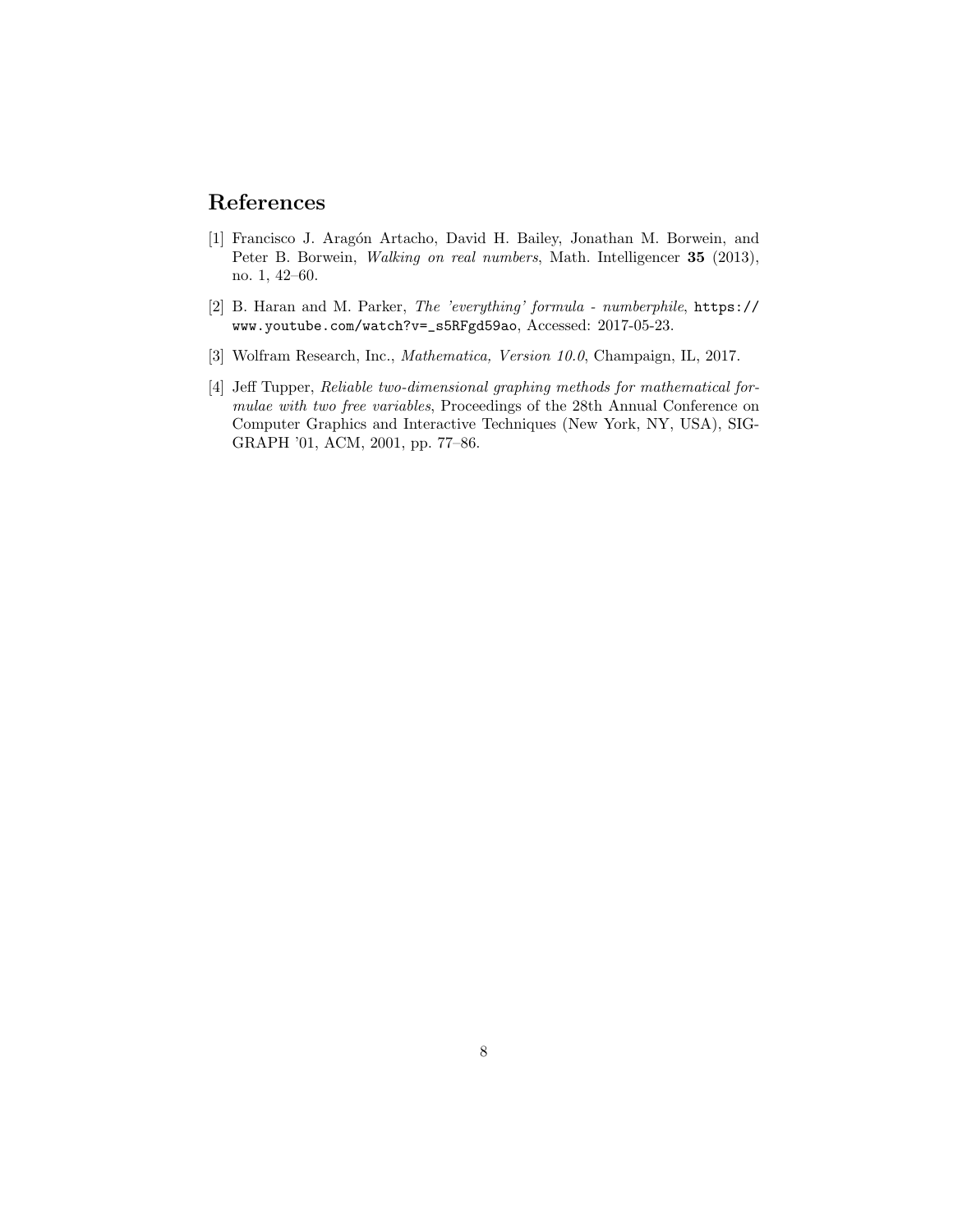## References

[1] Francisco J. Aragón Artacho, David H. Bailey, Jonathan M. Borwein, and Peter B. Borwein, *Walking on real numbers*, Math. Intelligencer **35** (2013), no. 1, 42–60.

[2] B. Haran and M. Parker, *The 'everything' formula - numberphile*, `https://www.youtube.com/watch?v=_s5RFgd59ao`, Accessed: 2017-05-23.

[3] Wolfram Research, Inc., *Mathematica, Version 10.0*, Champaign, IL, 2017.

[4] Jeff Tupper, *Reliable two-dimensional graphing methods for mathematical formulae with two free variables*, Proceedings of the 28th Annual Conference on Computer Graphics and Interactive Techniques (New York, NY, USA), SIGGRAPH '01, ACM, 2001, pp. 77–86.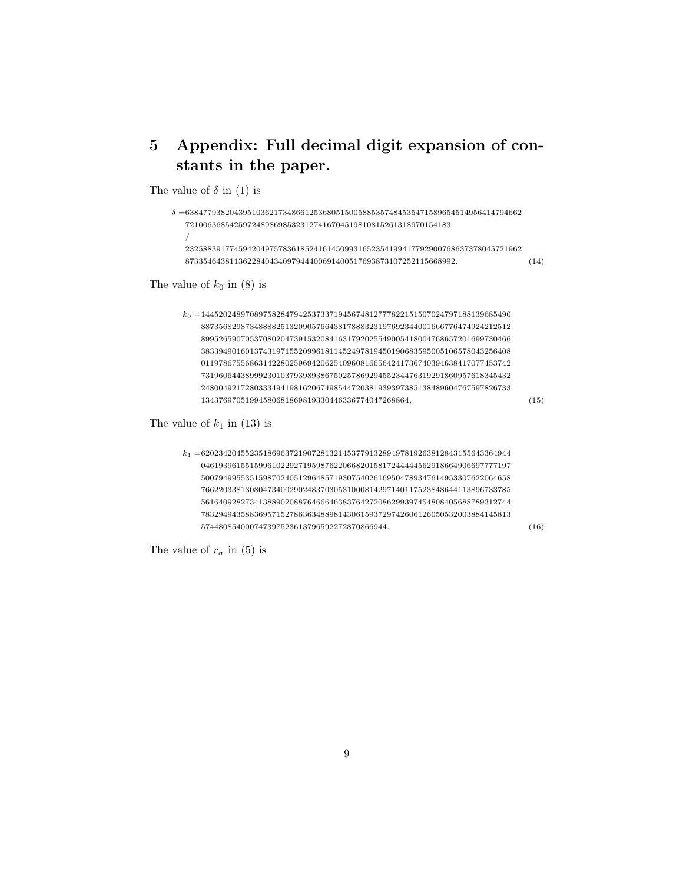# 5 Appendix: Full decimal digit expansion of constants in the paper.

The value of $\delta$ in (1) is

$$
\begin{aligned}
\delta =&63847793820439510362173486612536805150058853574845354715896545149564147946627210063685425972489869853231274167045198108152613189701541 83\\
&/\\
&23258839177459420497578361852416145099316523541994177929007686373780457219628733546438113622840434097944400691400517693873107252115668992.
\end{aligned}
\tag{14}
$$

The value of $k_0$ in (8) is

$$
\begin{aligned}
k_0 =&144520248970897582847942537337194567481277782215150702479718813968549088735682987348888251320905766438178883231976923440016667764749242125128995265907053708020473915320841631792025549005418004768657201699730466383394901601374319715520996181145249781945019068359500510657804325640801197867556863142280259694206254096081665642417367403946384170774537427319606443899923010379398938675025786929455234476319291860957618345432248004921728033349419816206749854472038193939738513848960476759782673313437697051994580681869819330446336774047268864,
\end{aligned}
\tag{15}
$$

The value of $k_1$ in (13) is

$$
\begin{aligned}
k_1 =&620234204552351869637219072813214537791328949781926381284315564336494404619396155159961022927195987622066820158172444445629186649066977771975007949955351598702405129648571930754026169504789347614953307622064658766220338130804734002902483703053100081429714011752384864411389673378556164092827341388902088764666463837642720862993974548084056887893127447832949435883695715278636348898143061593729742606126050532003884145813574480854000747397523613796592272870866944.
\end{aligned}
\tag{16}
$$

The value of $r_\sigma$ in (5) is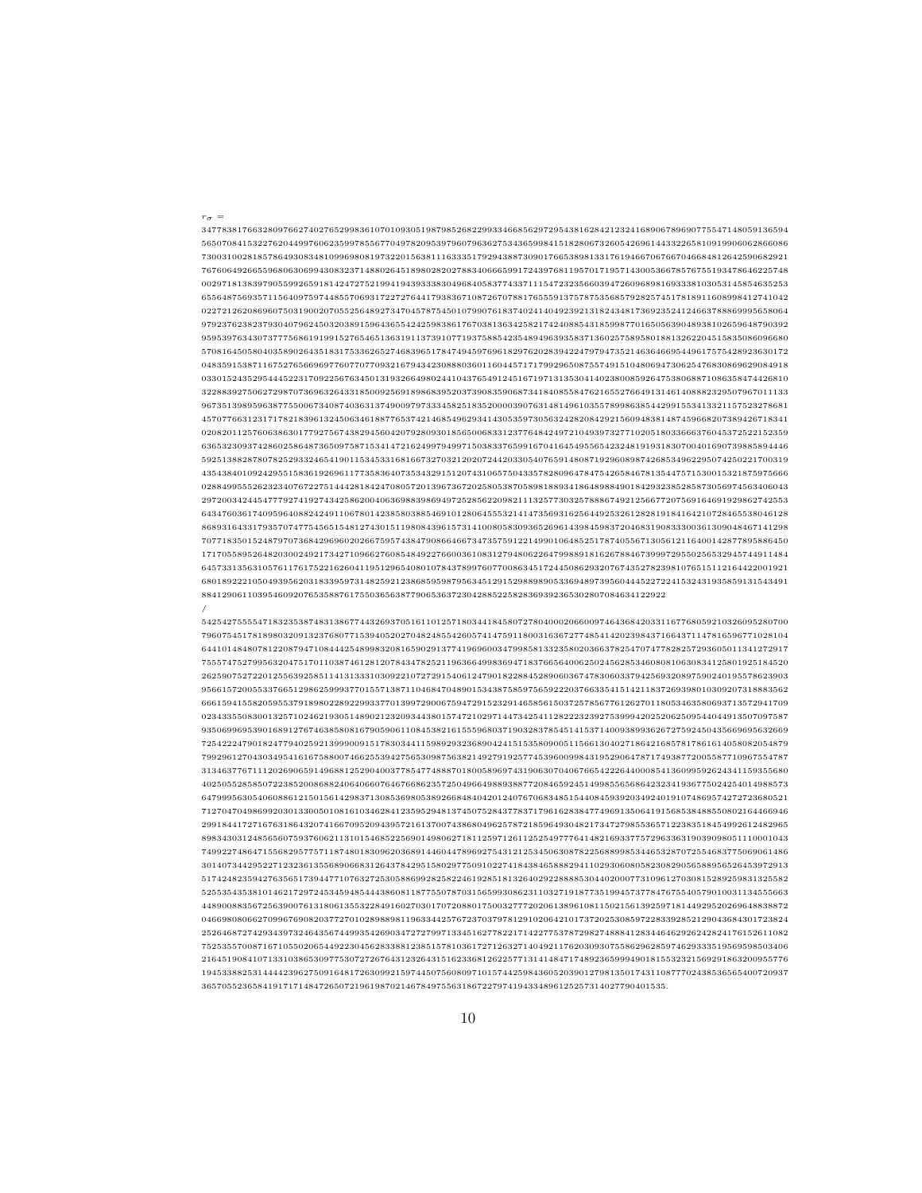$r_\sigma$ =

347783817663280976627402765299836107010930519879852682299334668562972954381628421232416890678969077554714805913659456507084153227620449976062359978556770497820953979607963627534365998415182806732605426961443322658109199060628660867300310028185786493083481099698081973220156381116333517929438873090176653898133176194667067667046684812642590682921767606492665596806306994308323714880264518980282027883406665991724397681195701719571430053667857675519347864622574800297181383979055992659181424727521994194393338304968405837743371115472323566039472609689816933381030531458546352536556487569357115640975974485570693172272764417938367108726707881765559137578753568579282574517818911608998412741042022721262086960750319002070552564892734704578754501079907618374024140492392131824348173692352412466378886999565806497923762382379304079624503203891596436554242598386176703813634258217424088543185998770165056390489381026596487903929595397634307377756861919915276546513631911373910771937588542354894963935837136025758958018813262204515835086096680570816450580403589026435183175336265274683965178474945979691829762028394224797947352146364669544961757542892363017204835915387116752765669697760770770932167943423088803601160445717179929650875574915104806947306254768308696290849180330152435295444522317092256763450131932664980244104376549124516719713135304140238008592647538068871086358474426810322883927506272987073696326433185009256918986839520373908359068734184085584762165527664913146140888232950796701113396735139895963877550067340874036313749009797333458251835200000390763148149610355789986385442991553413321157523278681457077663123171782183961324506346188776537421468549629341430535973056324282084292156094838148745966820738942671834102082011257606386301779275674382945604207928093018565006833123776484249721049397327710205180336663760453725221523596365323093742860258648736509758715341472162499794997150383376599167041645495565423248191931830700401690739885894446592513882878078252933246541901153453316816673270321202072442033054076591480871929608987426853496229507425022170031943543840109242955158361926961177358364073534329151207431065750433578280964784754265846781354475715300153218759756660288499555262323407672275144428184247080572013967367202580538705898188934186489884901842932385285873056974563406043297200342445477792741927434258620040636988398694972585622098211132577303257888674921256677207569164691929862742553643476036174095964088242491106780142385803885469101280645553214147356931625644925326128281918416421072846553804612886931643317935707477545651548127430151198084396157314100805830936526961439845983720468319083330036130904846714129870771835015248797073684296902026675957438479086646673473575912214990106485251787405567130561211640014287789588645017170558952648203002492173427109662760854849227660036108312794806226479989818162678846739997295502565329457449114846457331356310576117617522162604119512965408010784378997607700863451724450862932076743527823981076515112164422001921680189222105049395620318339597314825921238685959879563451291529889890533694897395604445227224153243193585913154349188412906110395460920765358876175503656387790653637230428852258283693923653028070846341229 22

/

542542755554718323538748313867744326937051611012571803441845807278040002066009746436842033116776805921032609528070079607545178189803209132376807715394052027048248554260574147591180031636727748541420239843716643711478165967711028104644101484807812208794710844425489983208165902913774196960034799858133235802036637825470747782825729360501134127291775557475279956320475170110387461281207843478252119636649983694718376656400625024562853460808106308341258019251852026259075272201255639258511413133310309221072729154061247901822884528906036747830603379425693208975902401955786239039566157200553376651298625999377015571387110468470489015343875859756592220376633541514211837269398010309207318883562666159415582059553791898022892299337701399729006759472915232914658561503725785677612627011805346358069371357294170902343355083001325710246219305148902123209344380157472102971447342541128222323927539994202520625095440449135070975879350699695390168912767463858081679059061108453821615559680371903283785451415371400938993626727592450435669695632669725422247901824779402592139990091517830344115989293236890424151535809005115661304027186421685781786161405808205447979929612704303495416167588007466255394275653098756382149279192577453960099843195290647871749387720055877109675547873134637767111202690659149688125290400377854774888701800589697431906307040676654222644000854136099592624341159355680402505528585072238520086882406406607646766862357250496649889388772084659245149985565686423234193677502425401498857364799956305406088612150156142983713085369805389266848404201240767068348515440845939203492401910748695742727236805217127047049869920301330050108161034628412359529481374507528437783717961628384774969135064191568538488550802164466946299184417271676318643207416670952094395721613700743868049625787218596493048217347279855365712238351845499261248296589834303124856560759376062113101546852256901498062718112597126112525497776414821693377529633631903909805111000104374992274864715568295775711874801830962036891446044789692754312125345063087822568898953446532870725546837750696014863014073442952271232361355689066831264378429515802977509102274184384658882941102930608058230829056588956526453972913517424823594276356517394477107632725305886992825822461928518132640292288885304402000773109612703081528925983132558252553543538101462172972453459485444386081187755087803156599308623110327191877351994573778476755405790100311345556634489008835672563900761318061355322849160270301707208801750032777202061389610811502156139259718144929520269648838872046698080662709967690820377270102898898119633442576723703797812910206421017372025308597228339285212904368430172382425264687274293439732464356744993542690347272799713345162778221714227753787298274888412834464629262428241761526110827525355700871671055020654492230456283388123851578103617271263271404921176203093075586296285974629333519569598503406216451908410713310386530977530727267643123264315162336812622577131414847174892365999490181553232156929186320095577619453388253144442396275091648172630992159744507560809710157442598436052039012798135017431108777024385365656540072093736570552365841917171484726507219619870214678497556318672279741943348961252573140277904015 35.